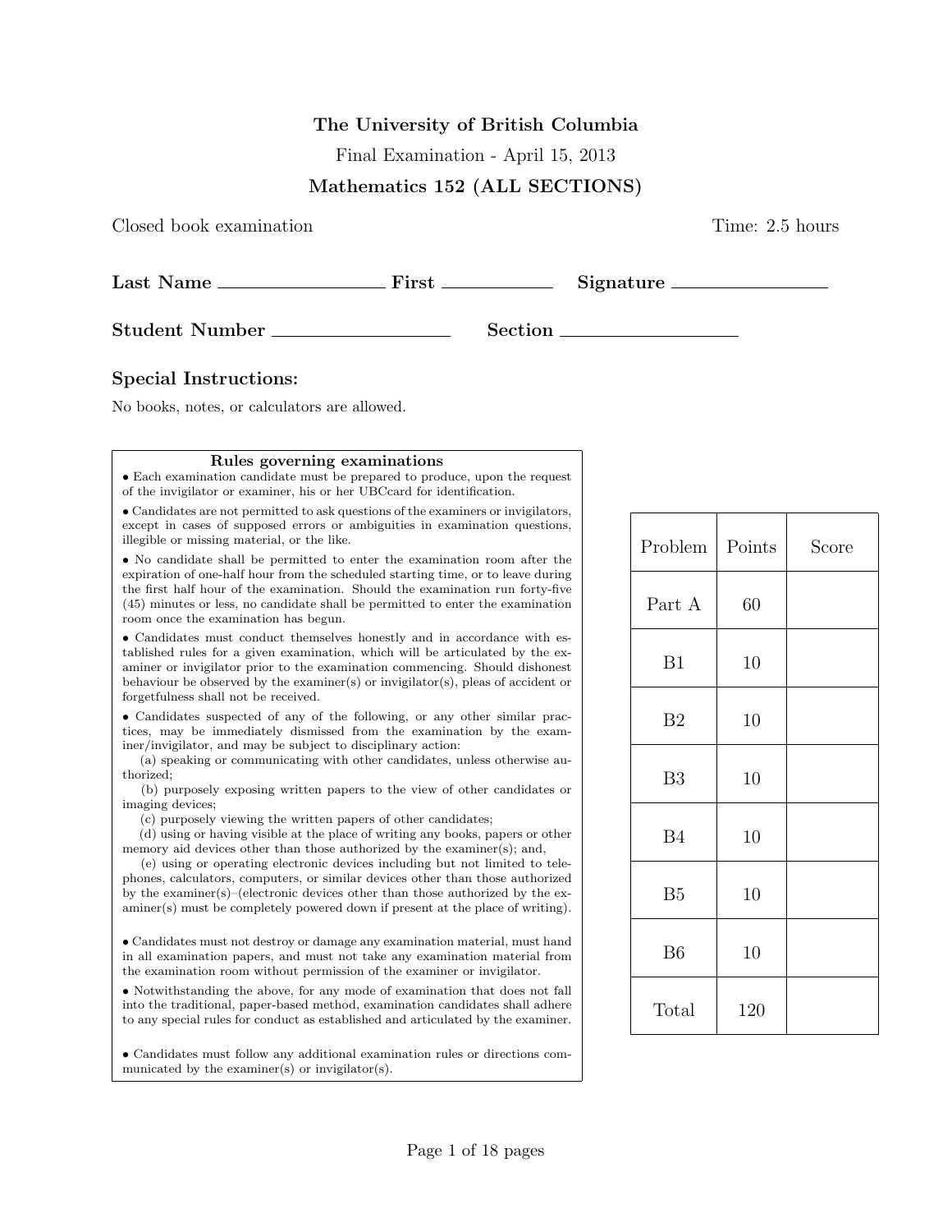**The University of British Columbia**

Final Examination - April 15, 2013

**Mathematics 152 (ALL SECTIONS)**

Closed book examination — Time: 2.5 hours

**Last Name** ________________ **First** ____________ **Signature** ________________

**Student Number** ________________ **Section** ________________

### Special Instructions:

No books, notes, or calculators are allowed.

**Rules governing examinations**

- Each examination candidate must be prepared to produce, upon the request of the invigilator or examiner, his or her UBCcard for identification.
- Candidates are not permitted to ask questions of the examiners or invigilators, except in cases of supposed errors or ambiguities in examination questions, illegible or missing material, or the like.
- No candidate shall be permitted to enter the examination room after the expiration of one-half hour from the scheduled starting time, or to leave during the first half hour of the examination. Should the examination run forty-five (45) minutes or less, no candidate shall be permitted to enter the examination room once the examination has begun.
- Candidates must conduct themselves honestly and in accordance with established rules for a given examination, which will be articulated by the examiner or invigilator prior to the examination commencing. Should dishonest behaviour be observed by the examiner(s) or invigilator(s), pleas of accident or forgetfulness shall not be received.
- Candidates suspected of any of the following, or any other similar practices, may be immediately dismissed from the examination by the examiner/invigilator, and may be subject to disciplinary action:
  - (a) speaking or communicating with other candidates, unless otherwise authorized;
  - (b) purposely exposing written papers to the view of other candidates or imaging devices;
  - (c) purposely viewing the written papers of other candidates;
  - (d) using or having visible at the place of writing any books, papers or other memory aid devices other than those authorized by the examiner(s); and,
  - (e) using or operating electronic devices including but not limited to telephones, calculators, computers, or similar devices other than those authorized by the examiner(s)–(electronic devices other than those authorized by the examiner(s) must be completely powered down if present at the place of writing).
- Candidates must not destroy or damage any examination material, must hand in all examination papers, and must not take any examination material from the examination room without permission of the examiner or invigilator.
- Notwithstanding the above, for any mode of examination that does not fall into the traditional, paper-based method, examination candidates shall adhere to any special rules for conduct as established and articulated by the examiner.
- Candidates must follow any additional examination rules or directions communicated by the examiner(s) or invigilator(s).

| Problem | Points | Score |
|---|---|---|
| Part A | 60 | |
| B1 | 10 | |
| B2 | 10 | |
| B3 | 10 | |
| B4 | 10 | |
| B5 | 10 | |
| B6 | 10 | |
| Total | 120 | |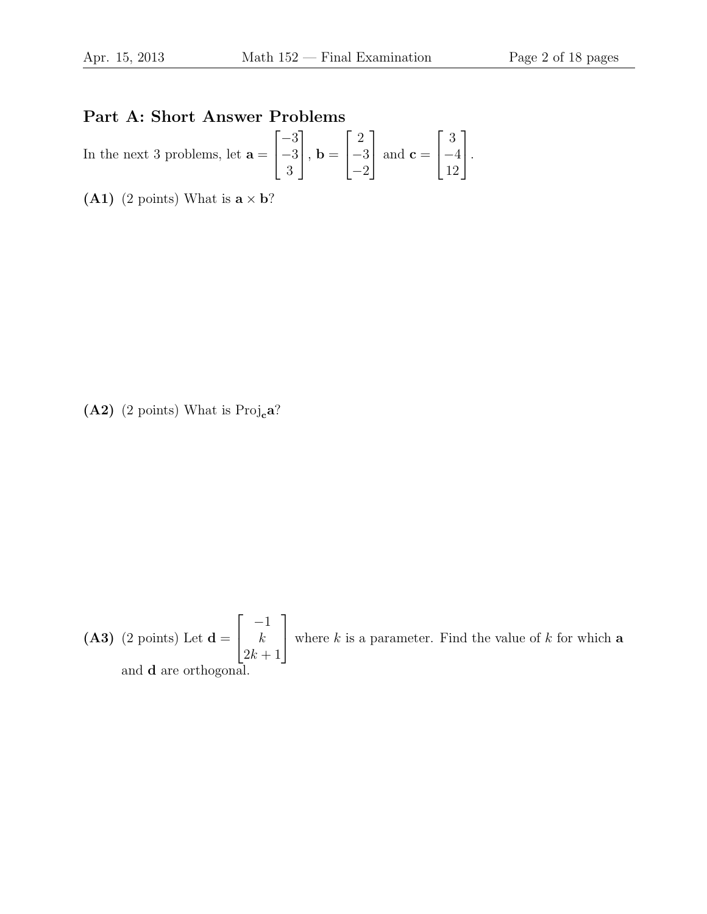## Part A: Short Answer Problems

In the next 3 problems, let $\mathbf{a} = \begin{bmatrix} -3 \\ -3 \\ 3 \end{bmatrix}$, $\mathbf{b} = \begin{bmatrix} 2 \\ -3 \\ -2 \end{bmatrix}$ and $\mathbf{c} = \begin{bmatrix} 3 \\ -4 \\ 12 \end{bmatrix}$.

**(A1)** (2 points) What is $\mathbf{a} \times \mathbf{b}$?

**(A2)** (2 points) What is $\text{Proj}_{\mathbf{c}}\mathbf{a}$?

**(A3)** (2 points) Let $\mathbf{d} = \begin{bmatrix} -1 \\ k \\ 2k+1 \end{bmatrix}$ where $k$ is a parameter. Find the value of $k$ for which $\mathbf{a}$ and $\mathbf{d}$ are orthogonal.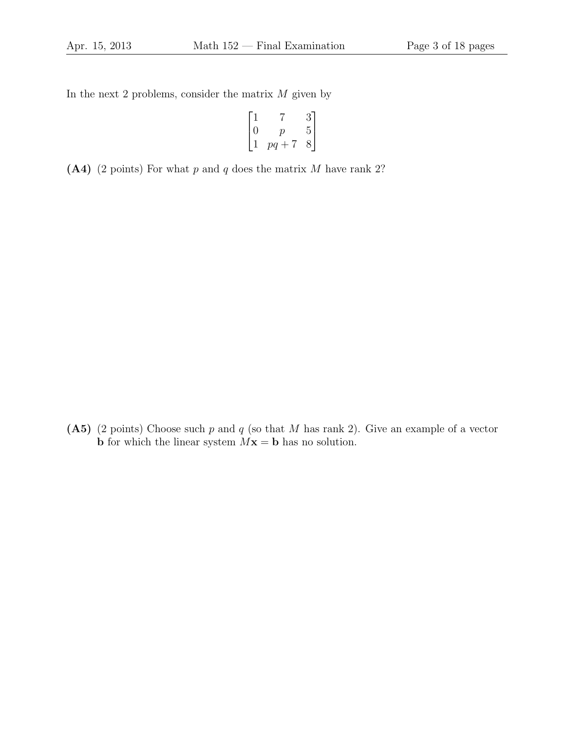In the next 2 problems, consider the matrix $M$ given by

$$\begin{bmatrix} 1 & 7 & 3 \\ 0 & p & 5 \\ 1 & pq+7 & 8 \end{bmatrix}$$

**(A4)** (2 points) For what $p$ and $q$ does the matrix $M$ have rank 2?

**(A5)** (2 points) Choose such $p$ and $q$ (so that $M$ has rank 2). Give an example of a vector $\mathbf{b}$ for which the linear system $M\mathbf{x} = \mathbf{b}$ has no solution.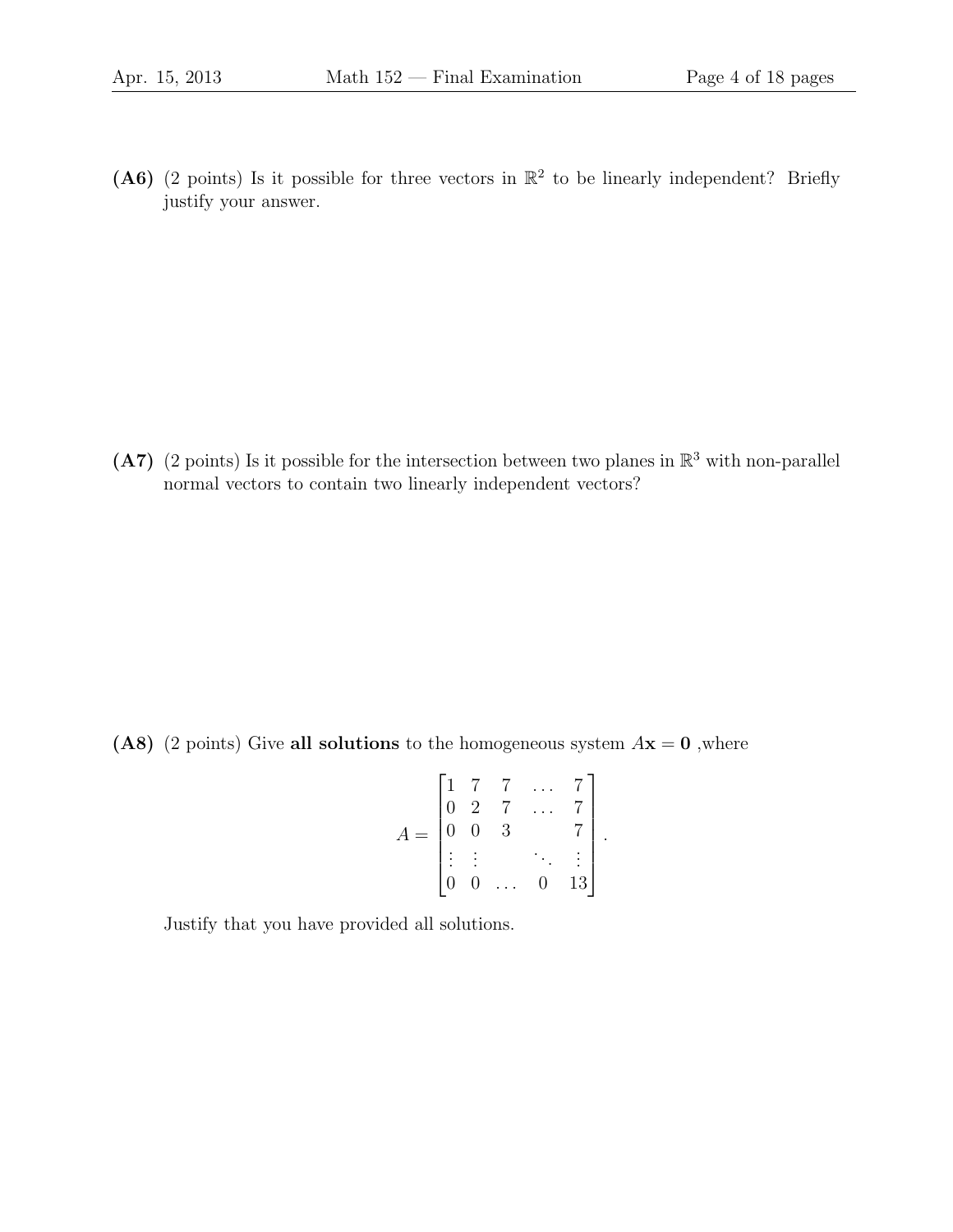**(A6)** (2 points) Is it possible for three vectors in $\mathbb{R}^2$ to be linearly independent? Briefly justify your answer.

**(A7)** (2 points) Is it possible for the intersection between two planes in $\mathbb{R}^3$ with non-parallel normal vectors to contain two linearly independent vectors?

**(A8)** (2 points) Give **all solutions** to the homogeneous system $A\mathbf{x} = \mathbf{0}$ ,where

$$A = \begin{bmatrix} 1 & 7 & 7 & \dots & 7 \\ 0 & 2 & 7 & \dots & 7 \\ 0 & 0 & 3 & & 7 \\ \vdots & \vdots & & \ddots & \vdots \\ 0 & 0 & \dots & 0 & 13 \end{bmatrix}.$$

Justify that you have provided all solutions.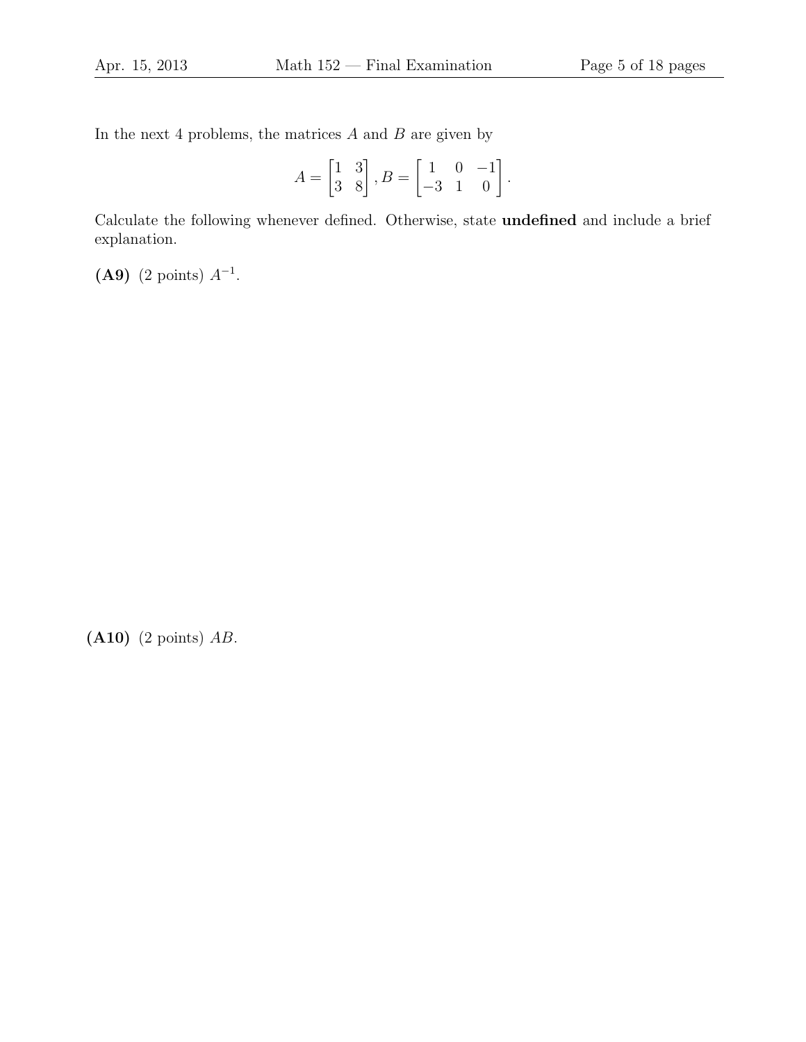In the next 4 problems, the matrices $A$ and $B$ are given by

$$A = \begin{bmatrix} 1 & 3 \\ 3 & 8 \end{bmatrix}, B = \begin{bmatrix} 1 & 0 & -1 \\ -3 & 1 & 0 \end{bmatrix}.$$

Calculate the following whenever defined. Otherwise, state **undefined** and include a brief explanation.

**(A9)** (2 points) $A^{-1}$.

**(A10)** (2 points) $AB$.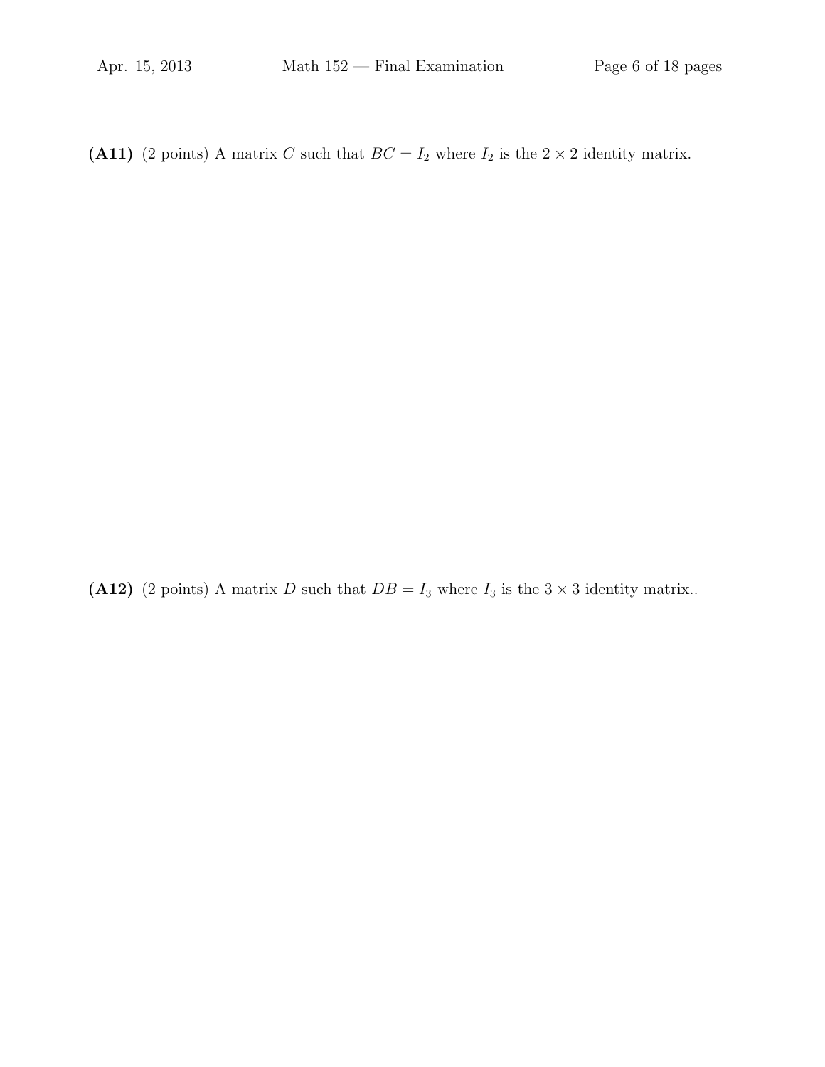**(A11)** (2 points) A matrix $C$ such that $BC = I_2$ where $I_2$ is the $2 \times 2$ identity matrix.

**(A12)** (2 points) A matrix $D$ such that $DB = I_3$ where $I_3$ is the $3 \times 3$ identity matrix..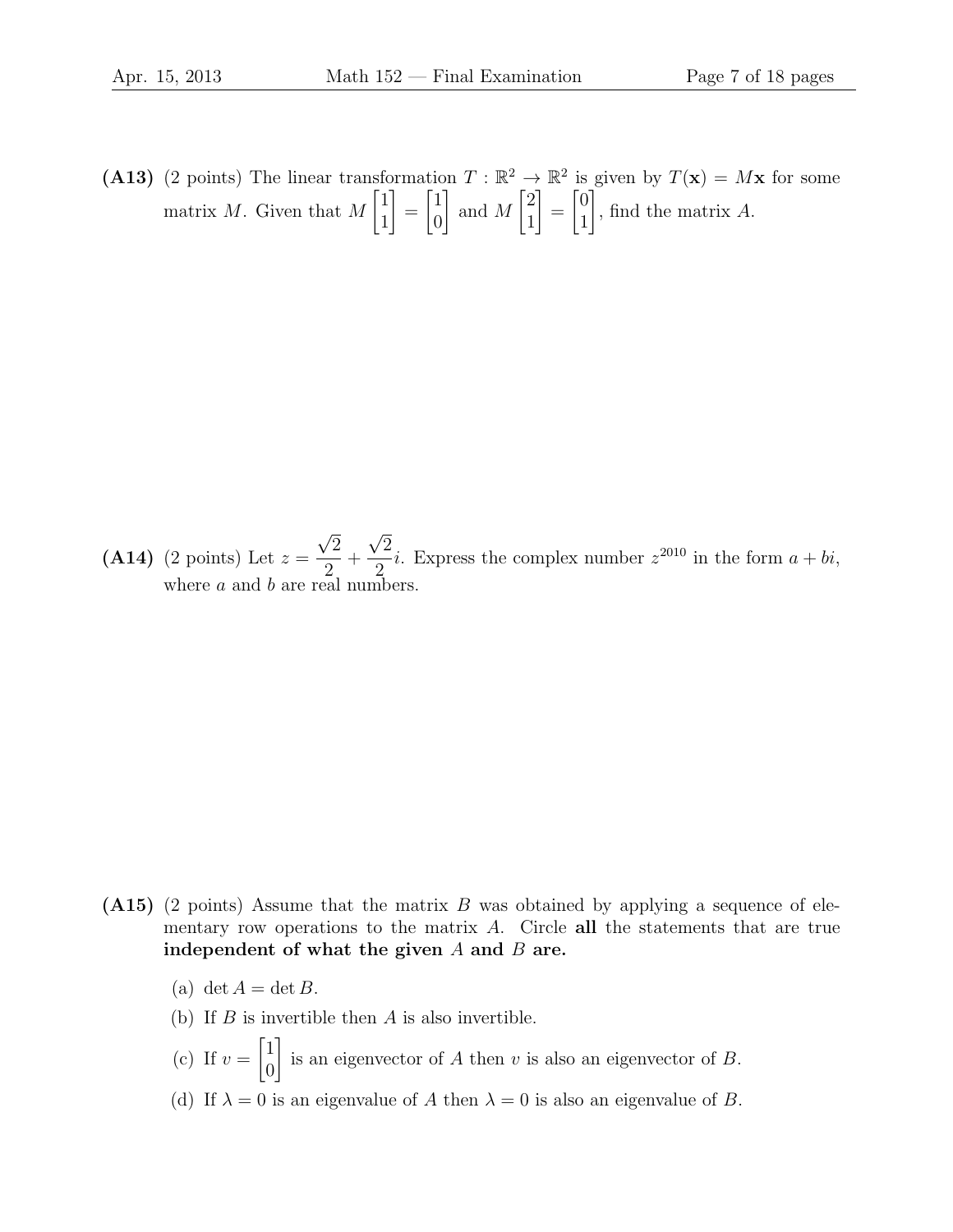**(A13)** (2 points) The linear transformation $T : \mathbb{R}^2 \to \mathbb{R}^2$ is given by $T(\mathbf{x}) = M\mathbf{x}$ for some matrix $M$. Given that $M \begin{bmatrix} 1 \\ 1 \end{bmatrix} = \begin{bmatrix} 1 \\ 0 \end{bmatrix}$ and $M \begin{bmatrix} 2 \\ 1 \end{bmatrix} = \begin{bmatrix} 0 \\ 1 \end{bmatrix}$, find the matrix $A$.

**(A14)** (2 points) Let $z = \frac{\sqrt{2}}{2} + \frac{\sqrt{2}}{2}i$. Express the complex number $z^{2010}$ in the form $a + bi$, where $a$ and $b$ are real numbers.

**(A15)** (2 points) Assume that the matrix $B$ was obtained by applying a sequence of elementary row operations to the matrix $A$. Circle **all** the statements that are true **independent of what the given $A$ and $B$ are.**

(a) $\det A = \det B$.

(b) If $B$ is invertible then $A$ is also invertible.

(c) If $v = \begin{bmatrix} 1 \\ 0 \end{bmatrix}$ is an eigenvector of $A$ then $v$ is also an eigenvector of $B$.

(d) If $\lambda = 0$ is an eigenvalue of $A$ then $\lambda = 0$ is also an eigenvalue of $B$.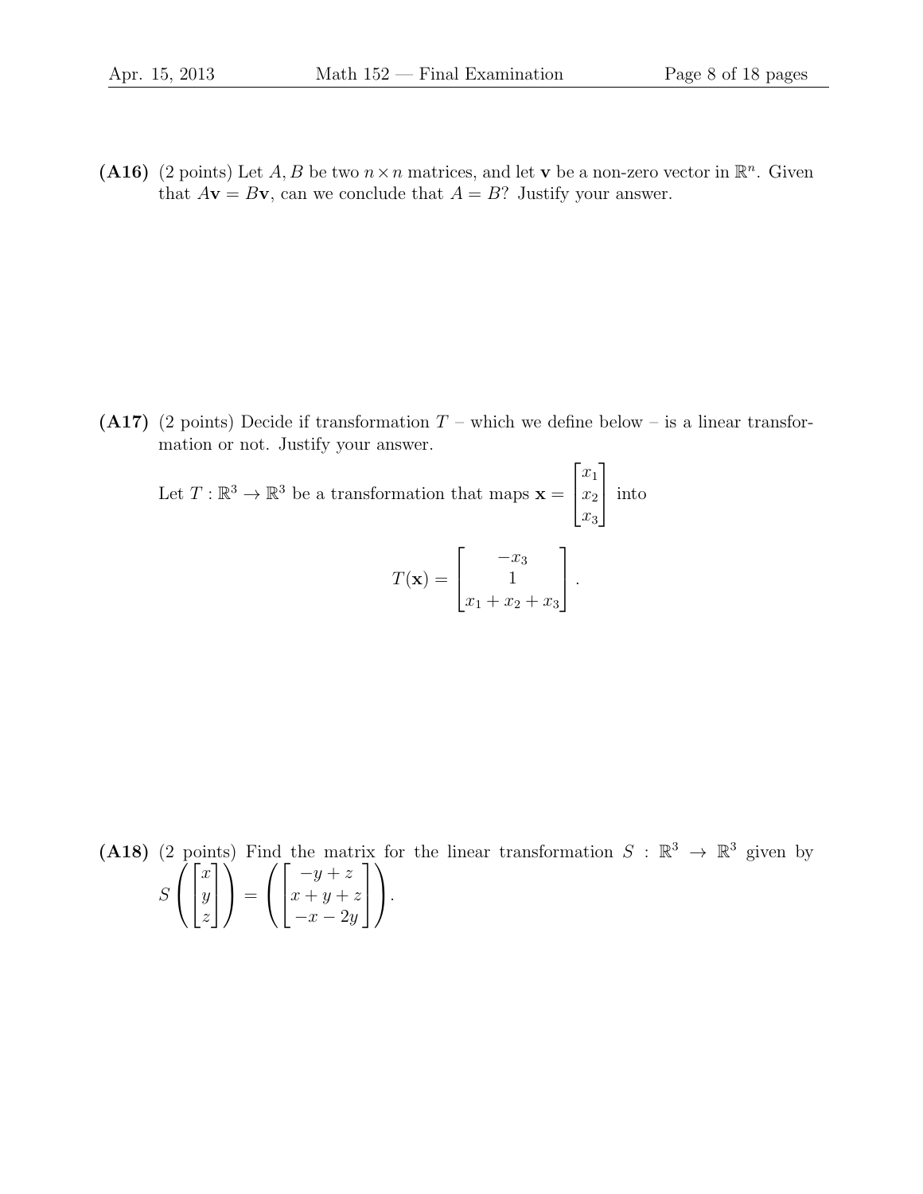**(A16)** (2 points) Let $A, B$ be two $n \times n$ matrices, and let $\mathbf{v}$ be a non-zero vector in $\mathbb{R}^n$. Given that $A\mathbf{v} = B\mathbf{v}$, can we conclude that $A = B$? Justify your answer.

**(A17)** (2 points) Decide if transformation $T$ – which we define below – is a linear transformation or not. Justify your answer.

Let $T : \mathbb{R}^3 \to \mathbb{R}^3$ be a transformation that maps $\mathbf{x} = \begin{bmatrix} x_1 \\ x_2 \\ x_3 \end{bmatrix}$ into

$$T(\mathbf{x}) = \begin{bmatrix} -x_3 \\ 1 \\ x_1 + x_2 + x_3 \end{bmatrix}.$$

**(A18)** (2 points) Find the matrix for the linear transformation $S : \mathbb{R}^3 \to \mathbb{R}^3$ given by $S\left(\begin{bmatrix} x \\ y \\ z \end{bmatrix}\right) = \left(\begin{bmatrix} -y + z \\ x + y + z \\ -x - 2y \end{bmatrix}\right)$.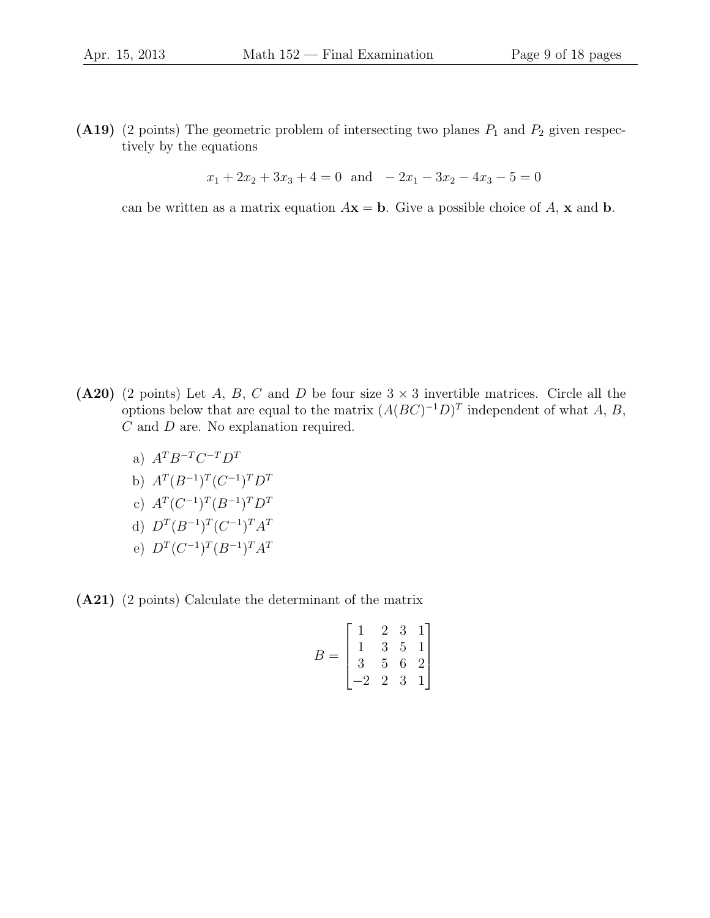**(A19)** (2 points) The geometric problem of intersecting two planes $P_1$ and $P_2$ given respectively by the equations

$$x_1 + 2x_2 + 3x_3 + 4 = 0 \quad \text{and} \quad -2x_1 - 3x_2 - 4x_3 - 5 = 0$$

can be written as a matrix equation $A\mathbf{x} = \mathbf{b}$. Give a possible choice of $A$, $\mathbf{x}$ and $\mathbf{b}$.

**(A20)** (2 points) Let $A$, $B$, $C$ and $D$ be four size $3 \times 3$ invertible matrices. Circle all the options below that are equal to the matrix $(A(BC)^{-1}D)^T$ independent of what $A$, $B$, $C$ and $D$ are. No explanation required.

a) $A^T B^{-T} C^{-T} D^T$

b) $A^T (B^{-1})^T (C^{-1})^T D^T$

c) $A^T (C^{-1})^T (B^{-1})^T D^T$

d) $D^T (B^{-1})^T (C^{-1})^T A^T$

e) $D^T (C^{-1})^T (B^{-1})^T A^T$

**(A21)** (2 points) Calculate the determinant of the matrix

$$B = \begin{bmatrix} 1 & 2 & 3 & 1 \\ 1 & 3 & 5 & 1 \\ 3 & 5 & 6 & 2 \\ -2 & 2 & 3 & 1 \end{bmatrix}$$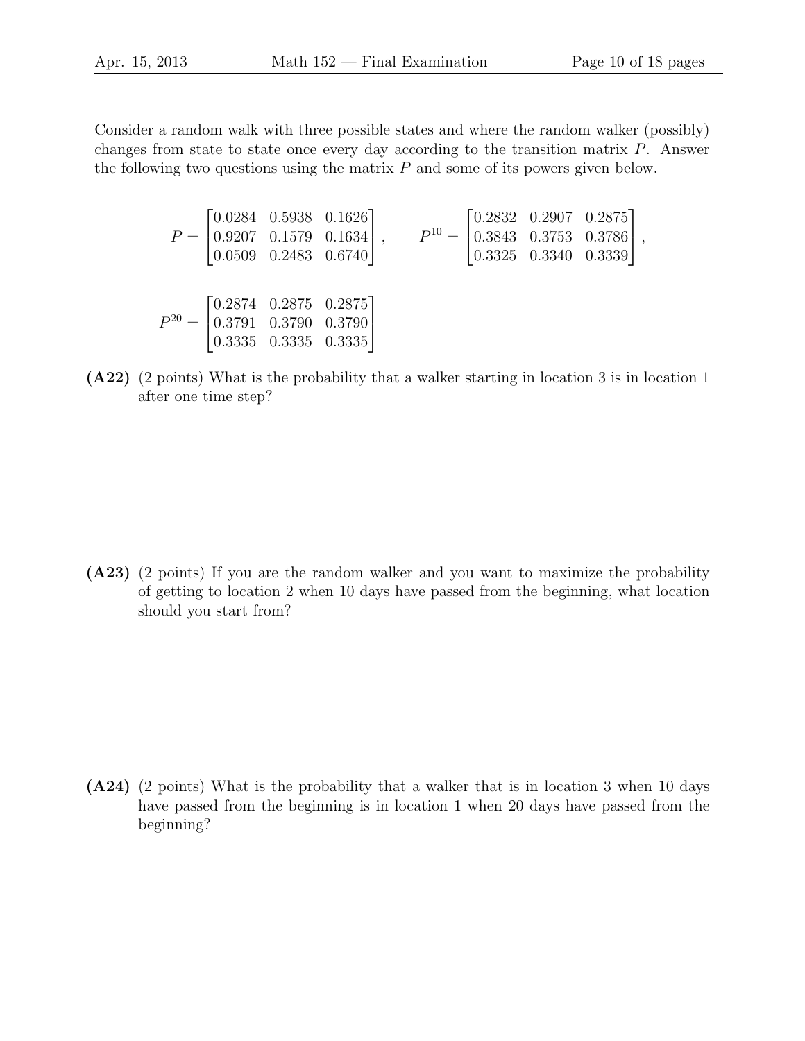Consider a random walk with three possible states and where the random walker (possibly) changes from state to state once every day according to the transition matrix $P$. Answer the following two questions using the matrix $P$ and some of its powers given below.

$$P = \begin{bmatrix} 0.0284 & 0.5938 & 0.1626 \\ 0.9207 & 0.1579 & 0.1634 \\ 0.0509 & 0.2483 & 0.6740 \end{bmatrix}, \qquad P^{10} = \begin{bmatrix} 0.2832 & 0.2907 & 0.2875 \\ 0.3843 & 0.3753 & 0.3786 \\ 0.3325 & 0.3340 & 0.3339 \end{bmatrix},$$

$$P^{20} = \begin{bmatrix} 0.2874 & 0.2875 & 0.2875 \\ 0.3791 & 0.3790 & 0.3790 \\ 0.3335 & 0.3335 & 0.3335 \end{bmatrix}$$

**(A22)** (2 points) What is the probability that a walker starting in location 3 is in location 1 after one time step?

**(A23)** (2 points) If you are the random walker and you want to maximize the probability of getting to location 2 when 10 days have passed from the beginning, what location should you start from?

**(A24)** (2 points) What is the probability that a walker that is in location 3 when 10 days have passed from the beginning is in location 1 when 20 days have passed from the beginning?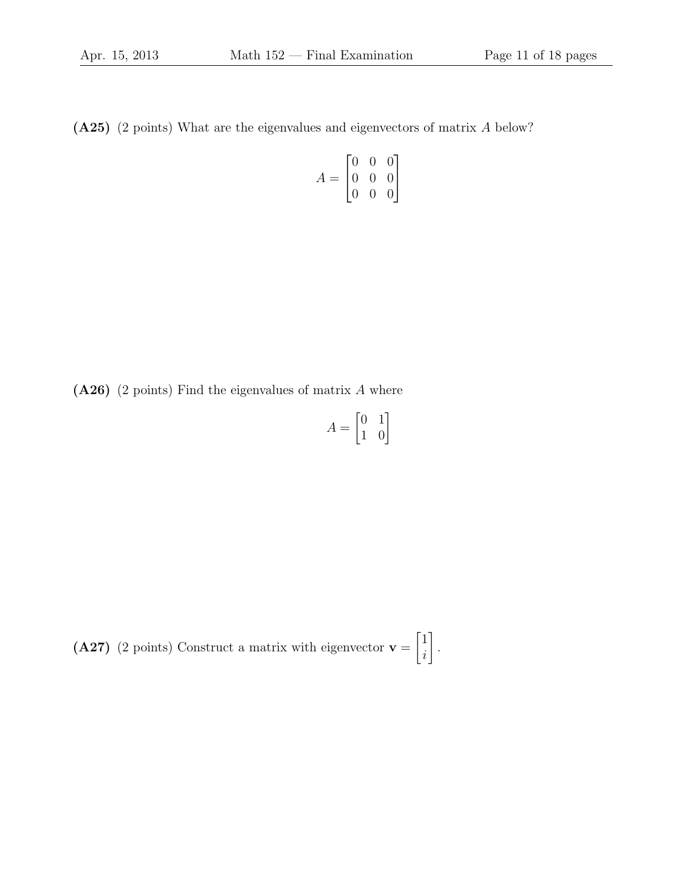**(A25)** (2 points) What are the eigenvalues and eigenvectors of matrix $A$ below?

$$A = \begin{bmatrix} 0 & 0 & 0 \\ 0 & 0 & 0 \\ 0 & 0 & 0 \end{bmatrix}$$

**(A26)** (2 points) Find the eigenvalues of matrix $A$ where

$$A = \begin{bmatrix} 0 & 1 \\ 1 & 0 \end{bmatrix}$$

**(A27)** (2 points) Construct a matrix with eigenvector $\mathbf{v} = \begin{bmatrix} 1 \\ i \end{bmatrix}$.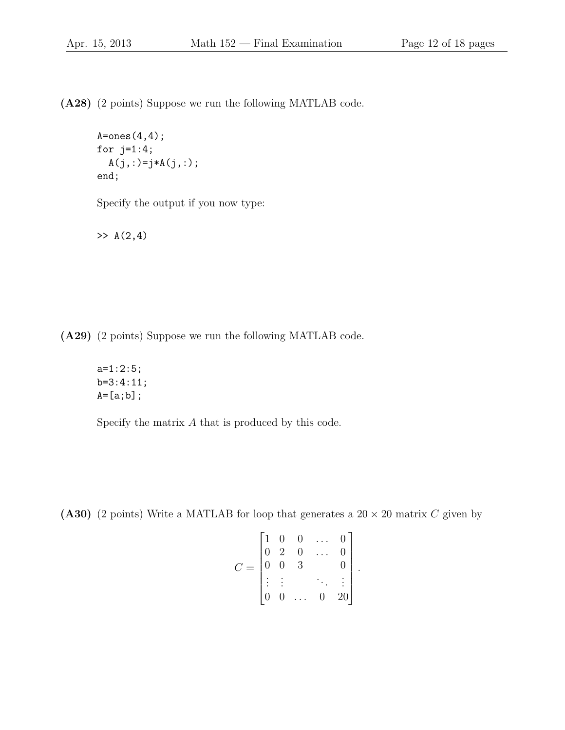**(A28)** (2 points) Suppose we run the following MATLAB code.

```
A=ones(4,4);
for j=1:4;
  A(j,:)=j*A(j,:);
end;
```

Specify the output if you now type:

```
>> A(2,4)
```

**(A29)** (2 points) Suppose we run the following MATLAB code.

```
a=1:2:5;
b=3:4:11;
A=[a;b];
```

Specify the matrix $A$ that is produced by this code.

**(A30)** (2 points) Write a MATLAB for loop that generates a $20 \times 20$ matrix $C$ given by

$$C = \begin{bmatrix} 1 & 0 & 0 & \dots & 0 \\ 0 & 2 & 0 & \dots & 0 \\ 0 & 0 & 3 & & 0 \\ \vdots & \vdots & & \ddots & \vdots \\ 0 & 0 & \dots & 0 & 20 \end{bmatrix}.$$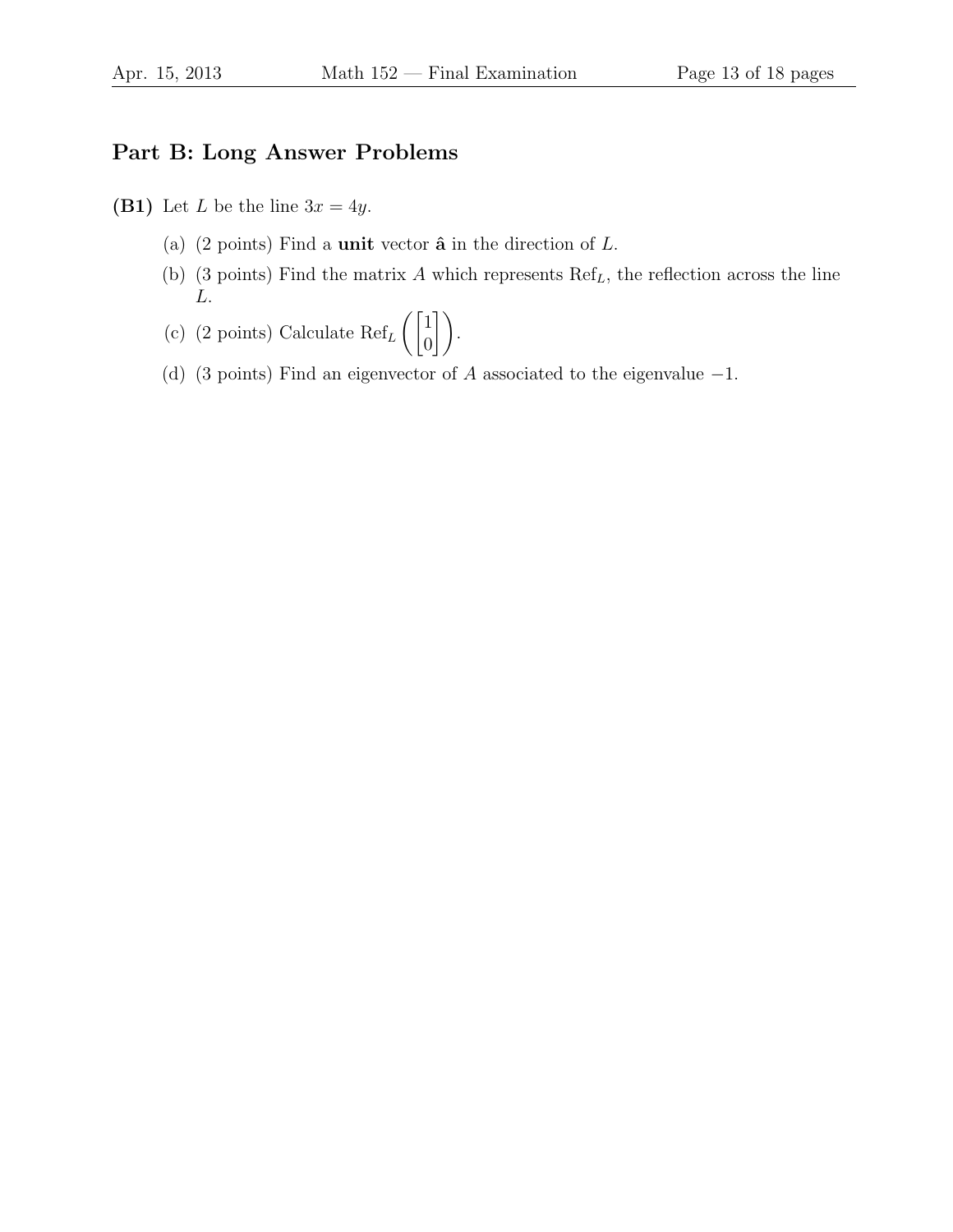## Part B: Long Answer Problems

**(B1)** Let $L$ be the line $3x = 4y$.

(a) (2 points) Find a **unit** vector $\hat{\mathbf{a}}$ in the direction of $L$.

(b) (3 points) Find the matrix $A$ which represents $\text{Ref}_L$, the reflection across the line $L$.

(c) (2 points) Calculate $\text{Ref}_L\left(\begin{bmatrix}1\\0\end{bmatrix}\right)$.

(d) (3 points) Find an eigenvector of $A$ associated to the eigenvalue $-1$.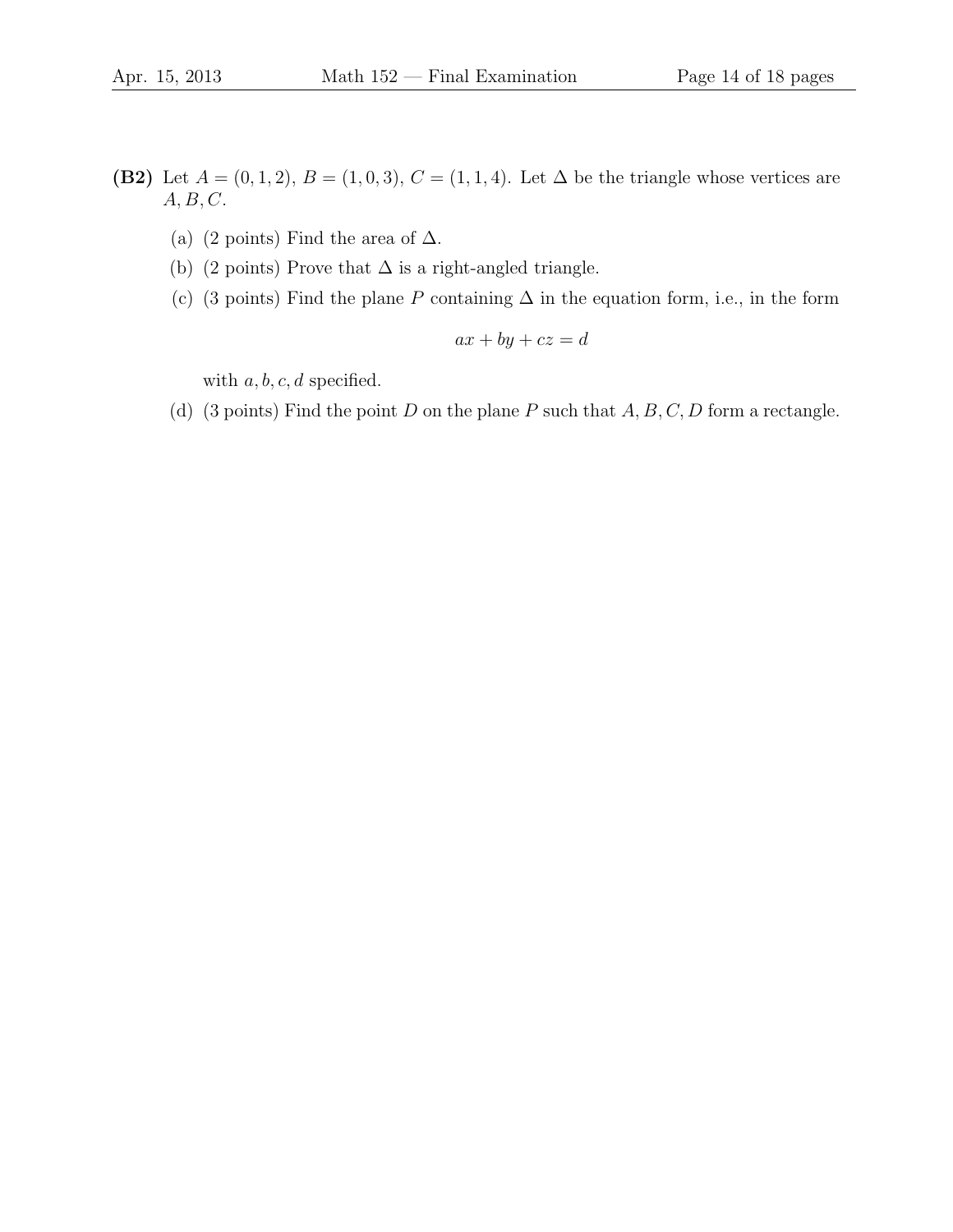**(B2)** Let $A = (0, 1, 2)$, $B = (1, 0, 3)$, $C = (1, 1, 4)$. Let $\Delta$ be the triangle whose vertices are $A, B, C$.

(a) (2 points) Find the area of $\Delta$.

(b) (2 points) Prove that $\Delta$ is a right-angled triangle.

(c) (3 points) Find the plane $P$ containing $\Delta$ in the equation form, i.e., in the form

$$ax + by + cz = d$$

with $a, b, c, d$ specified.

(d) (3 points) Find the point $D$ on the plane $P$ such that $A, B, C, D$ form a rectangle.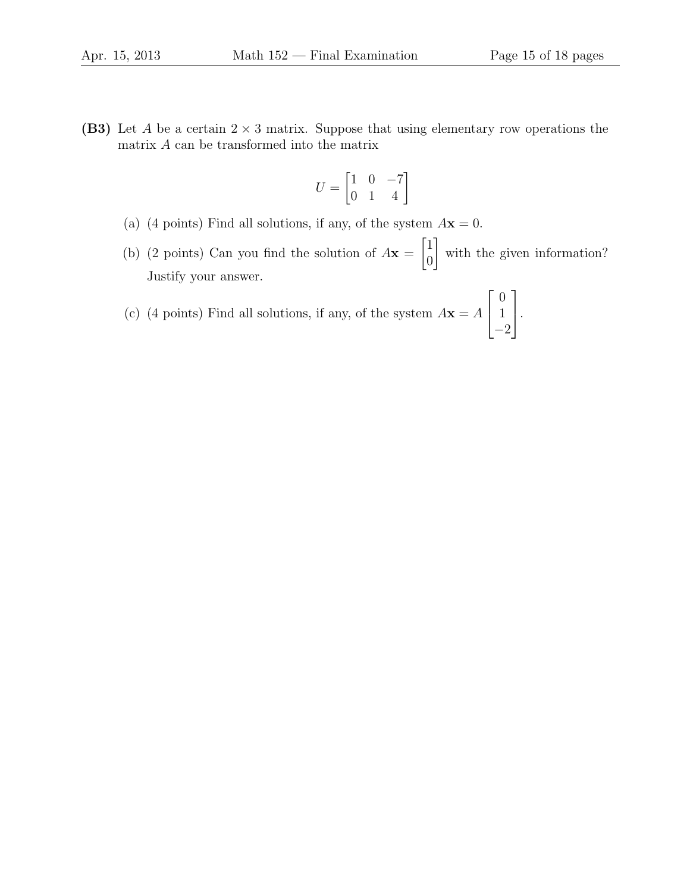**(B3)** Let $A$ be a certain $2 \times 3$ matrix. Suppose that using elementary row operations the matrix $A$ can be transformed into the matrix

$$U = \begin{bmatrix} 1 & 0 & -7 \\ 0 & 1 & 4 \end{bmatrix}$$

(a) (4 points) Find all solutions, if any, of the system $A\mathbf{x} = 0$.

(b) (2 points) Can you find the solution of $A\mathbf{x} = \begin{bmatrix} 1 \\ 0 \end{bmatrix}$ with the given information? Justify your answer.

(c) (4 points) Find all solutions, if any, of the system $A\mathbf{x} = A \begin{bmatrix} 0 \\ 1 \\ -2 \end{bmatrix}$.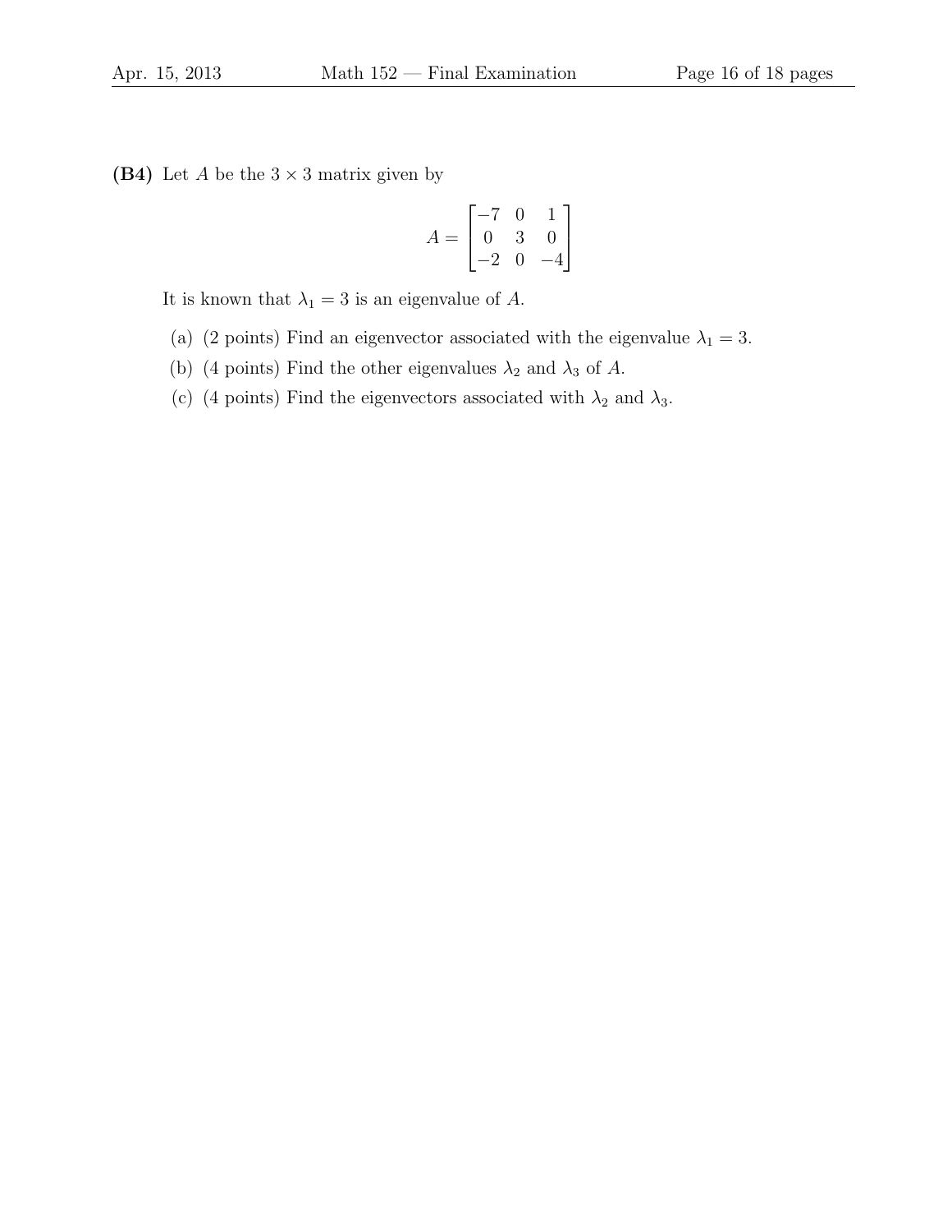**(B4)** Let $A$ be the $3 \times 3$ matrix given by

$$A = \begin{bmatrix} -7 & 0 & 1 \\ 0 & 3 & 0 \\ -2 & 0 & -4 \end{bmatrix}$$

It is known that $\lambda_1 = 3$ is an eigenvalue of $A$.

(a) (2 points) Find an eigenvector associated with the eigenvalue $\lambda_1 = 3$.

(b) (4 points) Find the other eigenvalues $\lambda_2$ and $\lambda_3$ of $A$.

(c) (4 points) Find the eigenvectors associated with $\lambda_2$ and $\lambda_3$.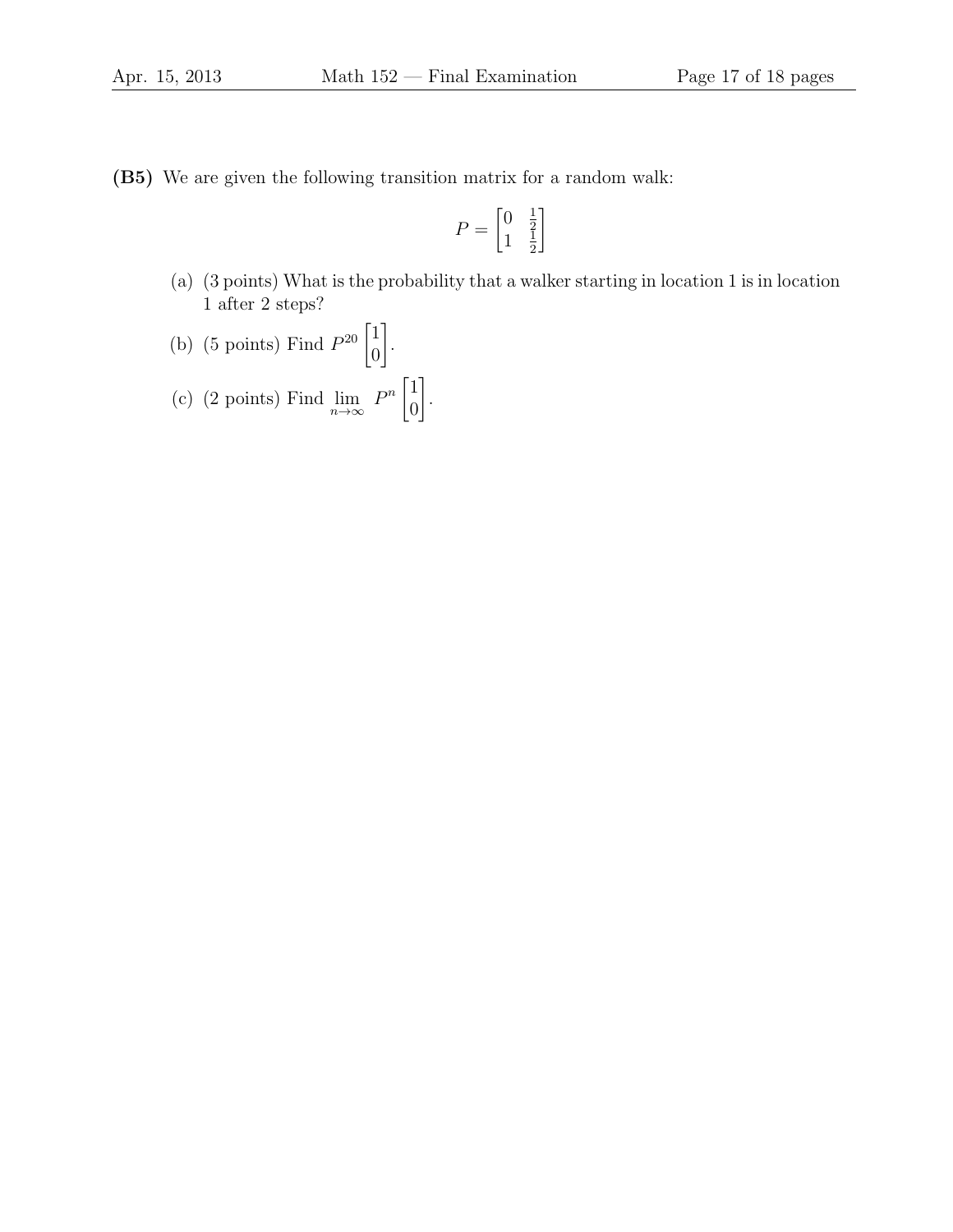**(B5)** We are given the following transition matrix for a random walk:

$$P = \begin{bmatrix} 0 & \frac{1}{2} \\ 1 & \frac{1}{2} \end{bmatrix}$$

(a) (3 points) What is the probability that a walker starting in location 1 is in location 1 after 2 steps?

(b) (5 points) Find $P^{20} \begin{bmatrix} 1 \\ 0 \end{bmatrix}$.

(c) (2 points) Find $\lim_{n \to \infty} P^n \begin{bmatrix} 1 \\ 0 \end{bmatrix}$.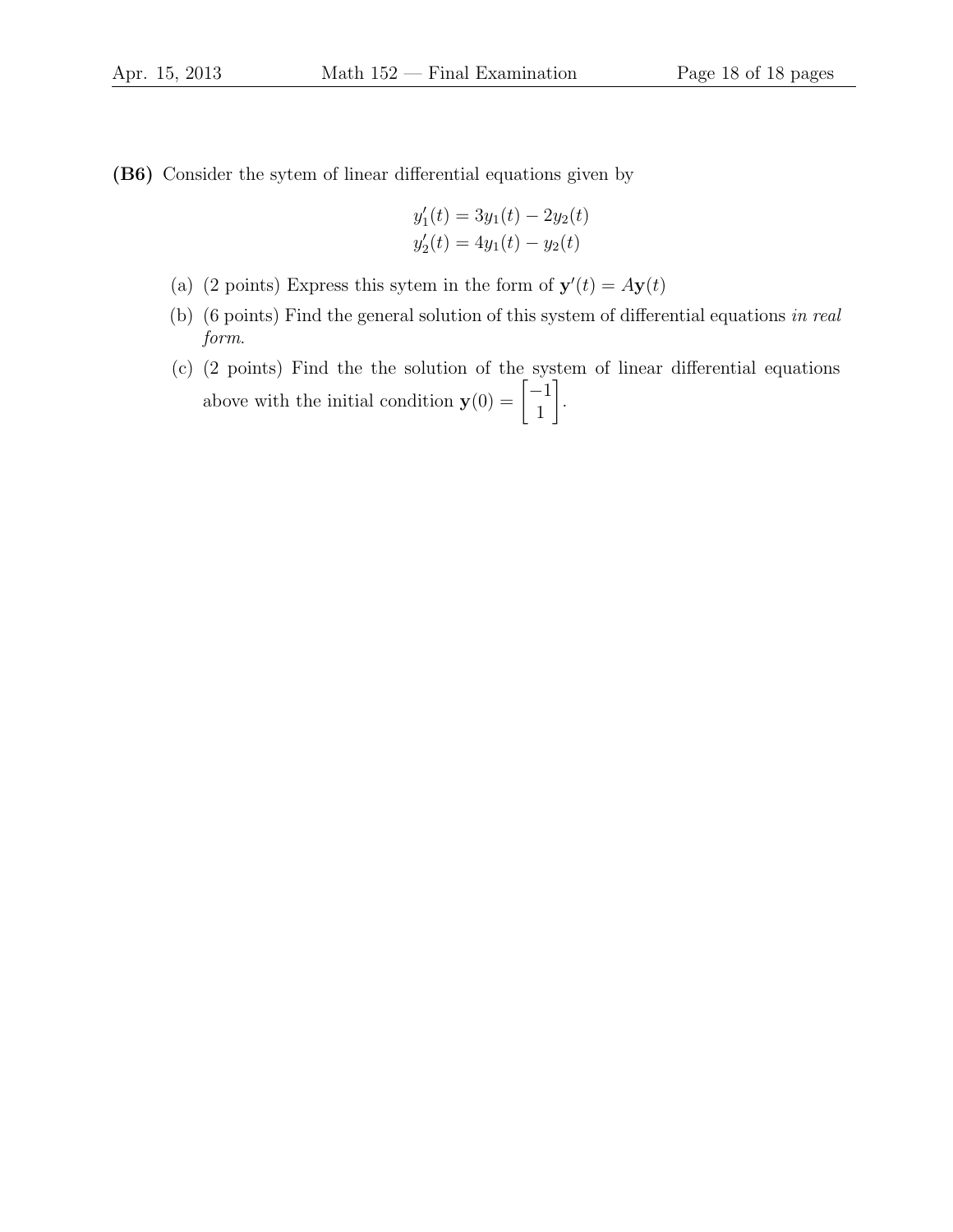**(B6)** Consider the sytem of linear differential equations given by

$$y_1'(t) = 3y_1(t) - 2y_2(t)$$
$$y_2'(t) = 4y_1(t) - y_2(t)$$

(a) (2 points) Express this sytem in the form of $\mathbf{y}'(t) = A\mathbf{y}(t)$

(b) (6 points) Find the general solution of this system of differential equations *in real form*.

(c) (2 points) Find the the solution of the system of linear differential equations above with the initial condition $\mathbf{y}(0) = \begin{bmatrix} -1 \\ 1 \end{bmatrix}$.